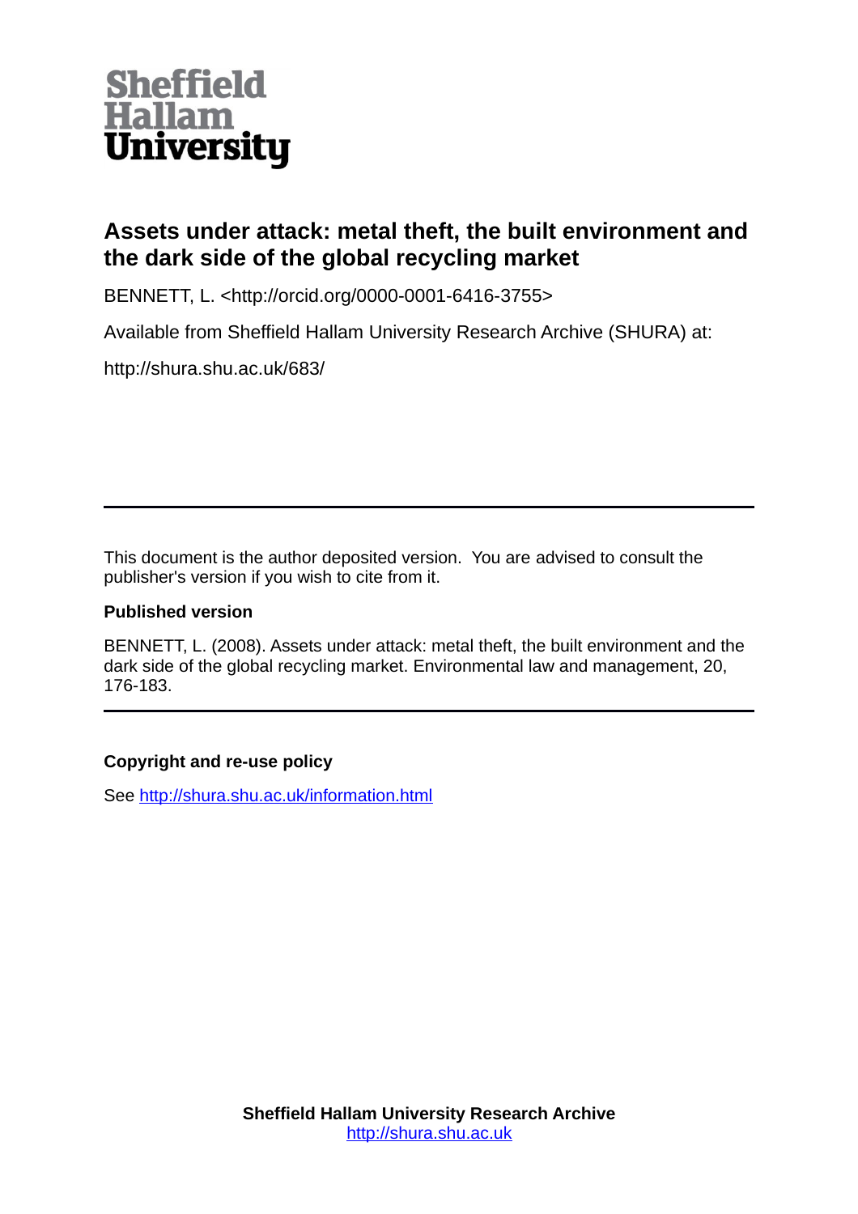**Sheffield Hallam University**

# Assets under attack: metal theft, the built environment and the dark side of the global recycling market

BENNETT, L. <http://orcid.org/0000-0001-6416-3755>

Available from Sheffield Hallam University Research Archive (SHURA) at:

http://shura.shu.ac.uk/683/

---

This document is the author deposited version. You are advised to consult the publisher's version if you wish to cite from it.

**Published version**

BENNETT, L. (2008). Assets under attack: metal theft, the built environment and the dark side of the global recycling market. Environmental law and management, 20, 176-183.

---

**Copyright and re-use policy**

See http://shura.shu.ac.uk/information.html

**Sheffield Hallam University Research Archive**
http://shura.shu.ac.uk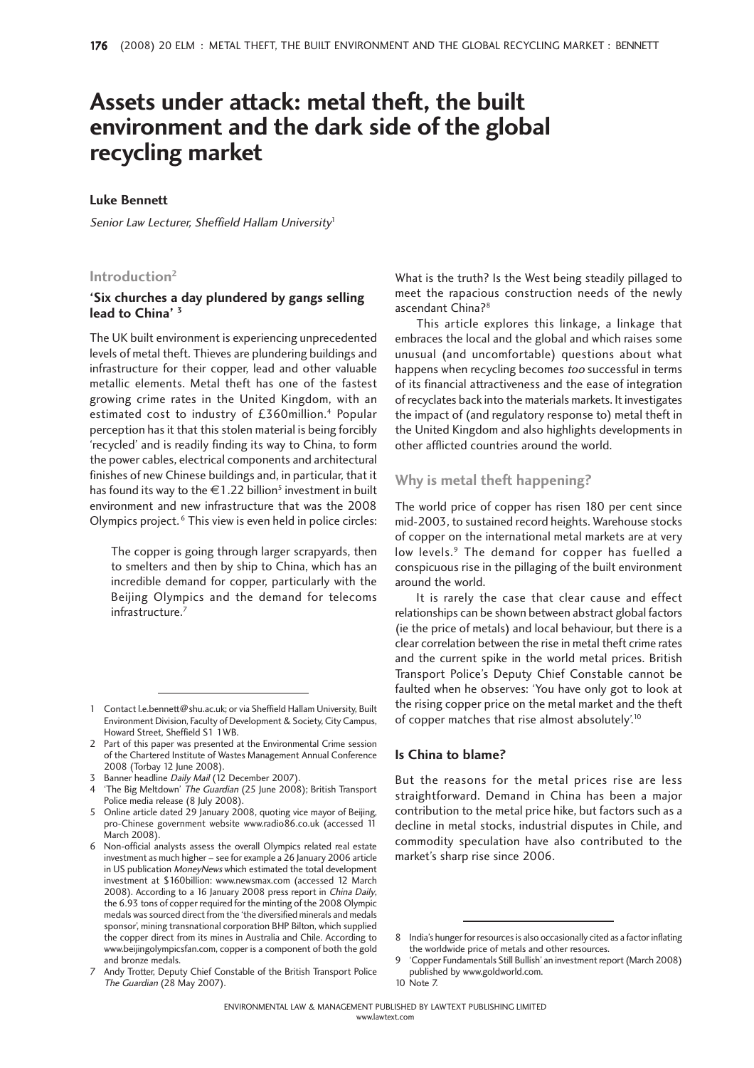# Assets under attack: metal theft, the built environment and the dark side of the global recycling market

**Luke Bennett**

*Senior Law Lecturer, Sheffield Hallam University*[1]

## Introduction[2]

### 'Six churches a day plundered by gangs selling lead to China' [3]

The UK built environment is experiencing unprecedented levels of metal theft. Thieves are plundering buildings and infrastructure for their copper, lead and other valuable metallic elements. Metal theft has one of the fastest growing crime rates in the United Kingdom, with an estimated cost to industry of £360million.[4] Popular perception has it that this stolen material is being forcibly 'recycled' and is readily finding its way to China, to form the power cables, electrical components and architectural finishes of new Chinese buildings and, in particular, that it has found its way to the €1.22 billion[5] investment in built environment and new infrastructure that was the 2008 Olympics project.[6] This view is even held in police circles:

> The copper is going through larger scrapyards, then to smelters and then by ship to China, which has an incredible demand for copper, particularly with the Beijing Olympics and the demand for telecoms infrastructure.[7]

What is the truth? Is the West being steadily pillaged to meet the rapacious construction needs of the newly ascendant China?[8]

This article explores this linkage, a linkage that embraces the local and the global and which raises some unusual (and uncomfortable) questions about what happens when recycling becomes *too* successful in terms of its financial attractiveness and the ease of integration of recyclates back into the materials markets. It investigates the impact of (and regulatory response to) metal theft in the United Kingdom and also highlights developments in other afflicted countries around the world.

## Why is metal theft happening?

The world price of copper has risen 180 per cent since mid-2003, to sustained record heights. Warehouse stocks of copper on the international metal markets are at very low levels.[9] The demand for copper has fuelled a conspicuous rise in the pillaging of the built environment around the world.

It is rarely the case that clear cause and effect relationships can be shown between abstract global factors (ie the price of metals) and local behaviour, but there is a clear correlation between the rise in metal theft crime rates and the current spike in the world metal prices. British Transport Police's Deputy Chief Constable cannot be faulted when he observes: 'You have only got to look at the rising copper price on the metal market and the theft of copper matches that rise almost absolutely'.[10]

### Is China to blame?

But the reasons for the metal prices rise are less straightforward. Demand in China has been a major contribution to the metal price hike, but factors such as a decline in metal stocks, industrial disputes in Chile, and commodity speculation have also contributed to the market's sharp rise since 2006.

---

1 Contact l.e.bennett@shu.ac.uk; or via Sheffield Hallam University, Built Environment Division, Faculty of Development & Society, City Campus, Howard Street, Sheffield S1 1WB.

2 Part of this paper was presented at the Environmental Crime session of the Chartered Institute of Wastes Management Annual Conference 2008 (Torbay 12 June 2008).

3 Banner headline *Daily Mail* (12 December 2007).

4 'The Big Meltdown' *The Guardian* (25 June 2008); British Transport Police media release (8 July 2008).

5 Online article dated 29 January 2008, quoting vice mayor of Beijing, pro-Chinese government website www.radio86.co.uk (accessed 11 March 2008).

6 Non-official analysts assess the overall Olympics related real estate investment as much higher – see for example a 26 January 2006 article in US publication *MoneyNews* which estimated the total development investment at $160billion: www.newsmax.com (accessed 12 March 2008). According to a 16 January 2008 press report in *China Daily*, the 6.93 tons of copper required for the minting of the 2008 Olympic medals was sourced direct from the 'the diversified minerals and medals sponsor', mining transnational corporation BHP Bilton, which supplied the copper direct from its mines in Australia and Chile. According to www.beijingolympicsfan.com, copper is a component of both the gold and bronze medals.

7 Andy Trotter, Deputy Chief Constable of the British Transport Police *The Guardian* (28 May 2007).

8 India's hunger for resources is also occasionally cited as a factor inflating the worldwide price of metals and other resources.

9 'Copper Fundamentals Still Bullish' an investment report (March 2008) published by www.goldworld.com.

10 Note 7.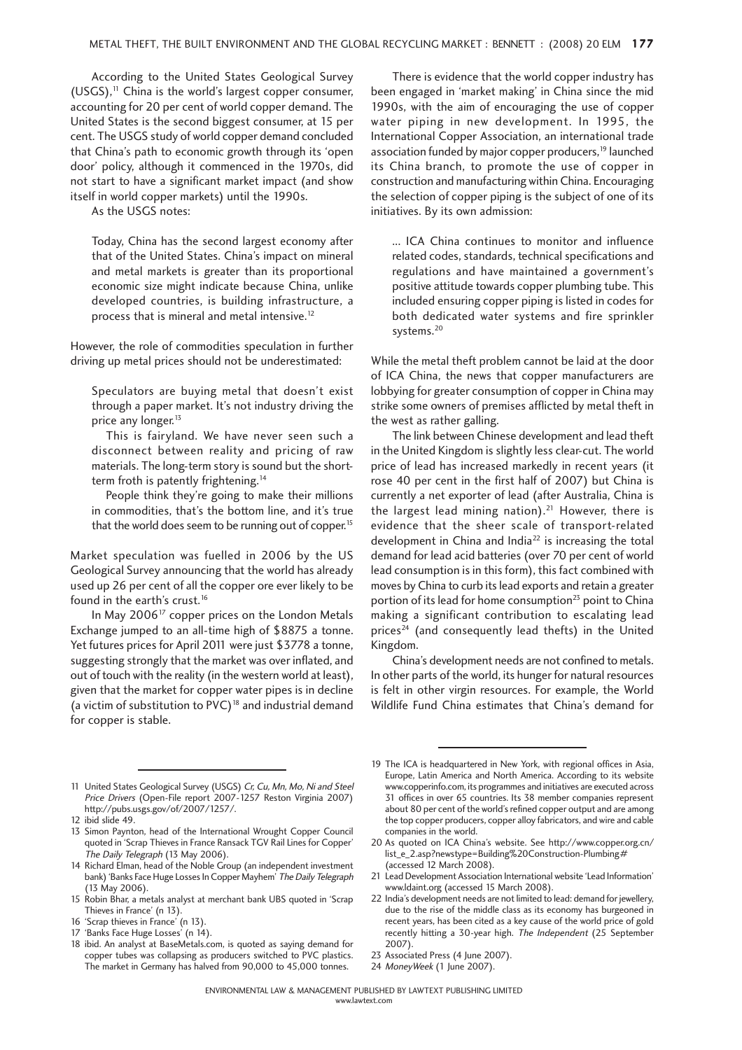According to the United States Geological Survey (USGS),[11] China is the world's largest copper consumer, accounting for 20 per cent of world copper demand. The United States is the second biggest consumer, at 15 per cent. The USGS study of world copper demand concluded that China's path to economic growth through its 'open door' policy, although it commenced in the 1970s, did not start to have a significant market impact (and show itself in world copper markets) until the 1990s.

As the USGS notes:

> Today, China has the second largest economy after that of the United States. China's impact on mineral and metal markets is greater than its proportional economic size might indicate because China, unlike developed countries, is building infrastructure, a process that is mineral and metal intensive.[12]

However, the role of commodities speculation in further driving up metal prices should not be underestimated:

> Speculators are buying metal that doesn't exist through a paper market. It's not industry driving the price any longer.[13]
>
> This is fairyland. We have never seen such a disconnect between reality and pricing of raw materials. The long-term story is sound but the short-term froth is patently frightening.[14]
>
> People think they're going to make their millions in commodities, that's the bottom line, and it's true that the world does seem to be running out of copper.[15]

Market speculation was fuelled in 2006 by the US Geological Survey announcing that the world has already used up 26 per cent of all the copper ore ever likely to be found in the earth's crust.[16]

In May 2006[17] copper prices on the London Metals Exchange jumped to an all-time high of $8875 a tonne. Yet futures prices for April 2011 were just $3778 a tonne, suggesting strongly that the market was over inflated, and out of touch with the reality (in the western world at least), given that the market for copper water pipes is in decline (a victim of substitution to PVC)[18] and industrial demand for copper is stable.

There is evidence that the world copper industry has been engaged in 'market making' in China since the mid 1990s, with the aim of encouraging the use of copper water piping in new development. In 1995, the International Copper Association, an international trade association funded by major copper producers,[19] launched its China branch, to promote the use of copper in construction and manufacturing within China. Encouraging the selection of copper piping is the subject of one of its initiatives. By its own admission:

> ... ICA China continues to monitor and influence related codes, standards, technical specifications and regulations and have maintained a government's positive attitude towards copper plumbing tube. This included ensuring copper piping is listed in codes for both dedicated water systems and fire sprinkler systems.[20]

While the metal theft problem cannot be laid at the door of ICA China, the news that copper manufacturers are lobbying for greater consumption of copper in China may strike some owners of premises afflicted by metal theft in the west as rather galling.

The link between Chinese development and lead theft in the United Kingdom is slightly less clear-cut. The world price of lead has increased markedly in recent years (it rose 40 per cent in the first half of 2007) but China is currently a net exporter of lead (after Australia, China is the largest lead mining nation).[21] However, there is evidence that the sheer scale of transport-related development in China and India[22] is increasing the total demand for lead acid batteries (over 70 per cent of world lead consumption is in this form), this fact combined with moves by China to curb its lead exports and retain a greater portion of its lead for home consumption[23] point to China making a significant contribution to escalating lead prices[24] (and consequently lead thefts) in the United Kingdom.

China's development needs are not confined to metals. In other parts of the world, its hunger for natural resources is felt in other virgin resources. For example, the World Wildlife Fund China estimates that China's demand for

---

11 United States Geological Survey (USGS) *Cr, Cu, Mn, Mo, Ni and Steel Price Drivers* (Open-File report 2007-1257 Reston Virginia 2007) http://pubs.usgs.gov/of/2007/1257/.

12 ibid slide 49.

13 Simon Paynton, head of the International Wrought Copper Council quoted in 'Scrap Thieves in France Ransack TGV Rail Lines for Copper' *The Daily Telegraph* (13 May 2006).

14 Richard Elman, head of the Noble Group (an independent investment bank) 'Banks Face Huge Losses In Copper Mayhem' *The Daily Telegraph* (13 May 2006).

15 Robin Bhar, a metals analyst at merchant bank UBS quoted in 'Scrap Thieves in France' (n 13).

16 'Scrap thieves in France' (n 13).

17 'Banks Face Huge Losses' (n 14).

18 ibid. An analyst at BaseMetals.com, is quoted as saying demand for copper tubes was collapsing as producers switched to PVC plastics. The market in Germany has halved from 90,000 to 45,000 tonnes.

19 The ICA is headquartered in New York, with regional offices in Asia, Europe, Latin America and North America. According to its website www.copperinfo.com, its programmes and initiatives are executed across 31 offices in over 65 countries. Its 38 member companies represent about 80 per cent of the world's refined copper output and are among the top copper producers, copper alloy fabricators, and wire and cable companies in the world.

20 As quoted on ICA China's website. See http://www.copper.org.cn/list_e_2.asp?newstype=Building%20Construction-Plumbing# (accessed 12 March 2008).

21 Lead Development Association International website 'Lead Information' www.ldaint.org (accessed 15 March 2008).

22 India's development needs are not limited to lead: demand for jewellery, due to the rise of the middle class as its economy has burgeoned in recent years, has been cited as a key cause of the world price of gold recently hitting a 30-year high. *The Independent* (25 September 2007).

23 Associated Press (4 June 2007).

24 *MoneyWeek* (1 June 2007).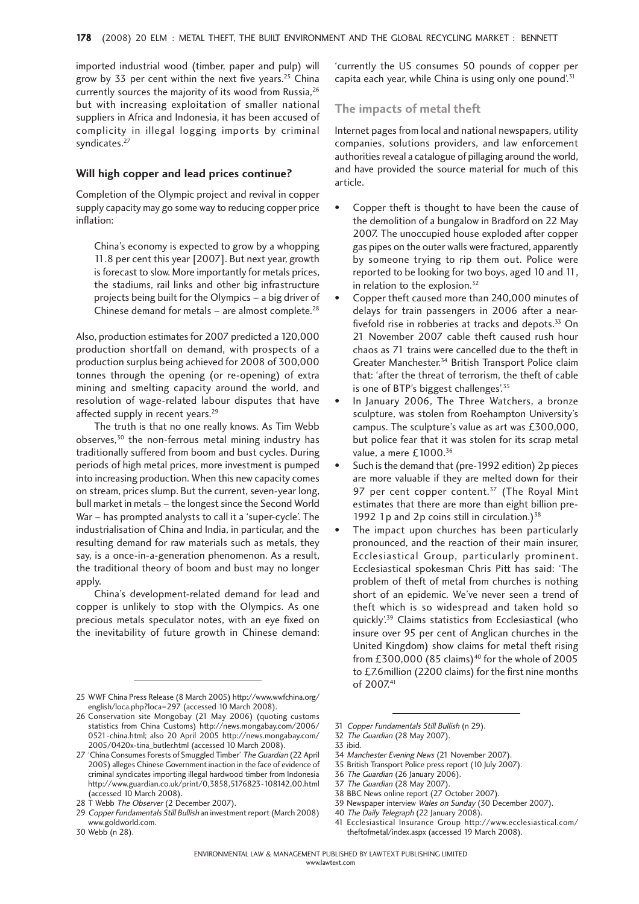imported industrial wood (timber, paper and pulp) will grow by 33 per cent within the next five years.[25] China currently sources the majority of its wood from Russia,[26] but with increasing exploitation of smaller national suppliers in Africa and Indonesia, it has been accused of complicity in illegal logging imports by criminal syndicates.[27]

### Will high copper and lead prices continue?

Completion of the Olympic project and revival in copper supply capacity may go some way to reducing copper price inflation:

> China's economy is expected to grow by a whopping 11.8 per cent this year [2007]. But next year, growth is forecast to slow. More importantly for metals prices, the stadiums, rail links and other big infrastructure projects being built for the Olympics – a big driver of Chinese demand for metals – are almost complete.[28]

Also, production estimates for 2007 predicted a 120,000 production shortfall on demand, with prospects of a production surplus being achieved for 2008 of 300,000 tonnes through the opening (or re-opening) of extra mining and smelting capacity around the world, and resolution of wage-related labour disputes that have affected supply in recent years.[29]

The truth is that no one really knows. As Tim Webb observes,[30] the non-ferrous metal mining industry has traditionally suffered from boom and bust cycles. During periods of high metal prices, more investment is pumped into increasing production. When this new capacity comes on stream, prices slump. But the current, seven-year long, bull market in metals – the longest since the Second World War – has prompted analysts to call it a 'super-cycle'. The industrialisation of China and India, in particular, and the resulting demand for raw materials such as metals, they say, is a once-in-a-generation phenomenon. As a result, the traditional theory of boom and bust may no longer apply.

China's development-related demand for lead and copper is unlikely to stop with the Olympics. As one precious metals speculator notes, with an eye fixed on the inevitability of future growth in Chinese demand: 'currently the US consumes 50 pounds of copper per capita each year, while China is using only one pound'.[31]

## The impacts of metal theft

Internet pages from local and national newspapers, utility companies, solutions providers, and law enforcement authorities reveal a catalogue of pillaging around the world, and have provided the source material for much of this article.

- Copper theft is thought to have been the cause of the demolition of a bungalow in Bradford on 22 May 2007. The unoccupied house exploded after copper gas pipes on the outer walls were fractured, apparently by someone trying to rip them out. Police were reported to be looking for two boys, aged 10 and 11, in relation to the explosion.[32]
- Copper theft caused more than 240,000 minutes of delays for train passengers in 2006 after a near-fivefold rise in robberies at tracks and depots.[33] On 21 November 2007 cable theft caused rush hour chaos as 71 trains were cancelled due to the theft in Greater Manchester.[34] British Transport Police claim that: 'after the threat of terrorism, the theft of cable is one of BTP's biggest challenges'.[35]
- In January 2006, The Three Watchers, a bronze sculpture, was stolen from Roehampton University's campus. The sculpture's value as art was £300,000, but police fear that it was stolen for its scrap metal value, a mere £1000.[36]
- Such is the demand that (pre-1992 edition) 2p pieces are more valuable if they are melted down for their 97 per cent copper content.[37] (The Royal Mint estimates that there are more than eight billion pre-1992 1p and 2p coins still in circulation.)[38]
- The impact upon churches has been particularly pronounced, and the reaction of their main insurer, Ecclesiastical Group, particularly prominent. Ecclesiastical spokesman Chris Pitt has said: 'The problem of theft of metal from churches is nothing short of an epidemic. We've never seen a trend of theft which is so widespread and taken hold so quickly'.[39] Claims statistics from Ecclesiastical (who insure over 95 per cent of Anglican churches in the United Kingdom) show claims for metal theft rising from £300,000 (85 claims)[40] for the whole of 2005 to £7.6million (2200 claims) for the first nine months of 2007.[41]

---

25 WWF China Press Release (8 March 2005) http://www.wwfchina.org/english/loca.php?loca=297 (accessed 10 March 2008).

26 Conservation site Mongobay (21 May 2006) (quoting customs statistics from China Customs) http://news.mongabay.com/2006/0521-china.html; also 20 April 2005 http://news.mongabay.com/2005/0420x-tina_butler.html (accessed 10 March 2008).

27 'China Consumes Forests of Smuggled Timber' *The Guardian* (22 April 2005) alleges Chinese Government inaction in the face of evidence of criminal syndicates importing illegal hardwood timber from Indonesia http://www.guardian.co.uk/print/0,3858,5176823-108142,00.html (accessed 10 March 2008).

28 T Webb *The Observer* (2 December 2007).

29 *Copper Fundamentals Still Bullish* an investment report (March 2008) www.goldworld.com.

30 Webb (n 28).

31 *Copper Fundamentals Still Bullish* (n 29).

32 *The Guardian* (28 May 2007).

33 ibid.

34 *Manchester Evening News* (21 November 2007).

35 British Transport Police press report (10 July 2007).

36 *The Guardian* (26 January 2006).

37 *The Guardian* (28 May 2007).

38 BBC News online report (27 October 2007).

39 Newspaper interview *Wales on Sunday* (30 December 2007).

40 *The Daily Telegraph* (22 January 2008).

41 Ecclesiastical Insurance Group http://www.ecclesiastical.com/theftofmetal/index.aspx (accessed 19 March 2008).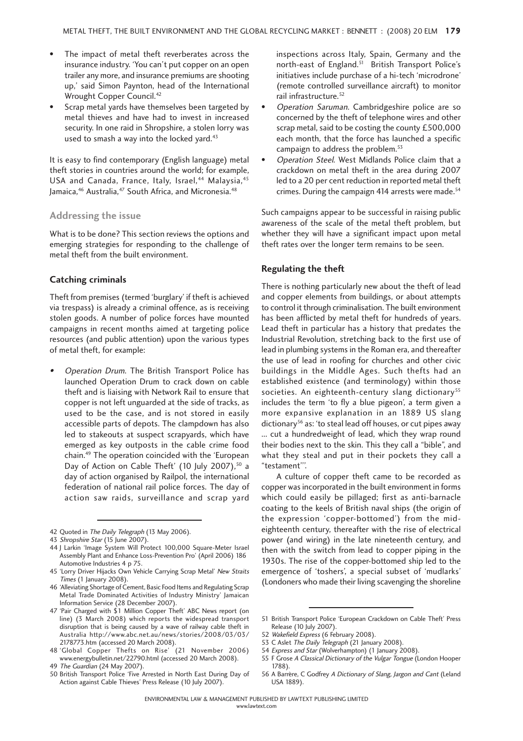- The impact of metal theft reverberates across the insurance industry. 'You can't put copper on an open trailer any more, and insurance premiums are shooting up,' said Simon Paynton, head of the International Wrought Copper Council.[42]
- Scrap metal yards have themselves been targeted by metal thieves and have had to invest in increased security. In one raid in Shropshire, a stolen lorry was used to smash a way into the locked yard.[43]

It is easy to find contemporary (English language) metal theft stories in countries around the world; for example, USA and Canada, France, Italy, Israel,[44] Malaysia,[45] Jamaica,[46] Australia,[47] South Africa, and Micronesia.[48]

## Addressing the issue

What is to be done? This section reviews the options and emerging strategies for responding to the challenge of metal theft from the built environment.

### Catching criminals

Theft from premises (termed 'burglary' if theft is achieved via trespass) is already a criminal offence, as is receiving stolen goods. A number of police forces have mounted campaigns in recent months aimed at targeting police resources (and public attention) upon the various types of metal theft, for example:

- *Operation Drum*. The British Transport Police has launched Operation Drum to crack down on cable theft and is liaising with Network Rail to ensure that copper is not left unguarded at the side of tracks, as used to be the case, and is not stored in easily accessible parts of depots. The clampdown has also led to stakeouts at suspect scrapyards, which have emerged as key outposts in the cable crime food chain.[49] The operation coincided with the 'European Day of Action on Cable Theft' (10 July 2007),[50] a day of action organised by Railpol, the international federation of national rail police forces. The day of action saw raids, surveillance and scrap yard inspections across Italy, Spain, Germany and the north-east of England.[51] British Transport Police's initiatives include purchase of a hi-tech 'microdrone' (remote controlled surveillance aircraft) to monitor rail infrastructure.[52]
- *Operation Saruman*. Cambridgeshire police are so concerned by the theft of telephone wires and other scrap metal, said to be costing the county £500,000 each month, that the force has launched a specific campaign to address the problem.[53]
- *Operation Steel*. West Midlands Police claim that a crackdown on metal theft in the area during 2007 led to a 20 per cent reduction in reported metal theft crimes. During the campaign 414 arrests were made.[54]

Such campaigns appear to be successful in raising public awareness of the scale of the metal theft problem, but whether they will have a significant impact upon metal theft rates over the longer term remains to be seen.

### Regulating the theft

There is nothing particularly new about the theft of lead and copper elements from buildings, or about attempts to control it through criminalisation. The built environment has been afflicted by metal theft for hundreds of years. Lead theft in particular has a history that predates the Industrial Revolution, stretching back to the first use of lead in plumbing systems in the Roman era, and thereafter the use of lead in roofing for churches and other civic buildings in the Middle Ages. Such thefts had an established existence (and terminology) within those societies. An eighteenth-century slang dictionary[55] includes the term 'to fly a blue pigeon', a term given a more expansive explanation in an 1889 US slang dictionary[56] as: 'to steal lead off houses, or cut pipes away ... cut a hundredweight of lead, which they wrap round their bodies next to the skin. This they call a "bible", and what they steal and put in their pockets they call a "testament"'.

A culture of copper theft came to be recorded as copper was incorporated in the built environment in forms which could easily be pillaged; first as anti-barnacle coating to the keels of British naval ships (the origin of the expression 'copper-bottomed') from the mid-eighteenth century, thereafter with the rise of electrical power (and wiring) in the late nineteenth century, and then with the switch from lead to copper piping in the 1930s. The rise of the copper-bottomed ship led to the emergence of 'toshers', a special subset of 'mudlarks' (Londoners who made their living scavenging the shoreline

---

42 Quoted in *The Daily Telegraph* (13 May 2006).

43 *Shropshire Star* (15 June 2007).

44 J Larkin 'Image System Will Protect 100,000 Square-Meter Israel Assembly Plant and Enhance Loss-Prevention Pro' (April 2006) 186 Automotive Industries 4 p 75.

45 'Lorry Driver Hijacks Own Vehicle Carrying Scrap Metal' *New Straits Times* (1 January 2008).

46 'Alleviating Shortage of Cement, Basic Food Items and Regulating Scrap Metal Trade Dominated Activities of Industry Ministry' Jamaican Information Service (28 December 2007).

47 'Pair Charged with $1 Million Copper Theft' ABC News report (on line) (3 March 2008) which reports the widespread transport disruption that is being caused by a wave of railway cable theft in Australia http://www.abc.net.au/news/stories/2008/03/03/2178773.htm (accessed 20 March 2008).

48 'Global Copper Thefts on Rise' (21 November 2006) www.energybulletin.net/22790.html (accessed 20 March 2008).

49 *The Guardian* (24 May 2007).

50 British Transport Police 'Five Arrested in North East During Day of Action against Cable Thieves' Press Release (10 July 2007).

51 British Transport Police 'European Crackdown on Cable Theft' Press Release (10 July 2007).

52 *Wakefield Express* (6 February 2008).

53 C Aslet *The Daily Telegraph* (21 January 2008).

54 *Express and Star* (Wolverhampton) (1 January 2008).

55 F Grose *A Classical Dictionary of the Vulgar Tongue* (London Hooper 1788).

56 A Barrère, C Godfrey *A Dictionary of Slang, Jargon and Cant* (Leland USA 1889).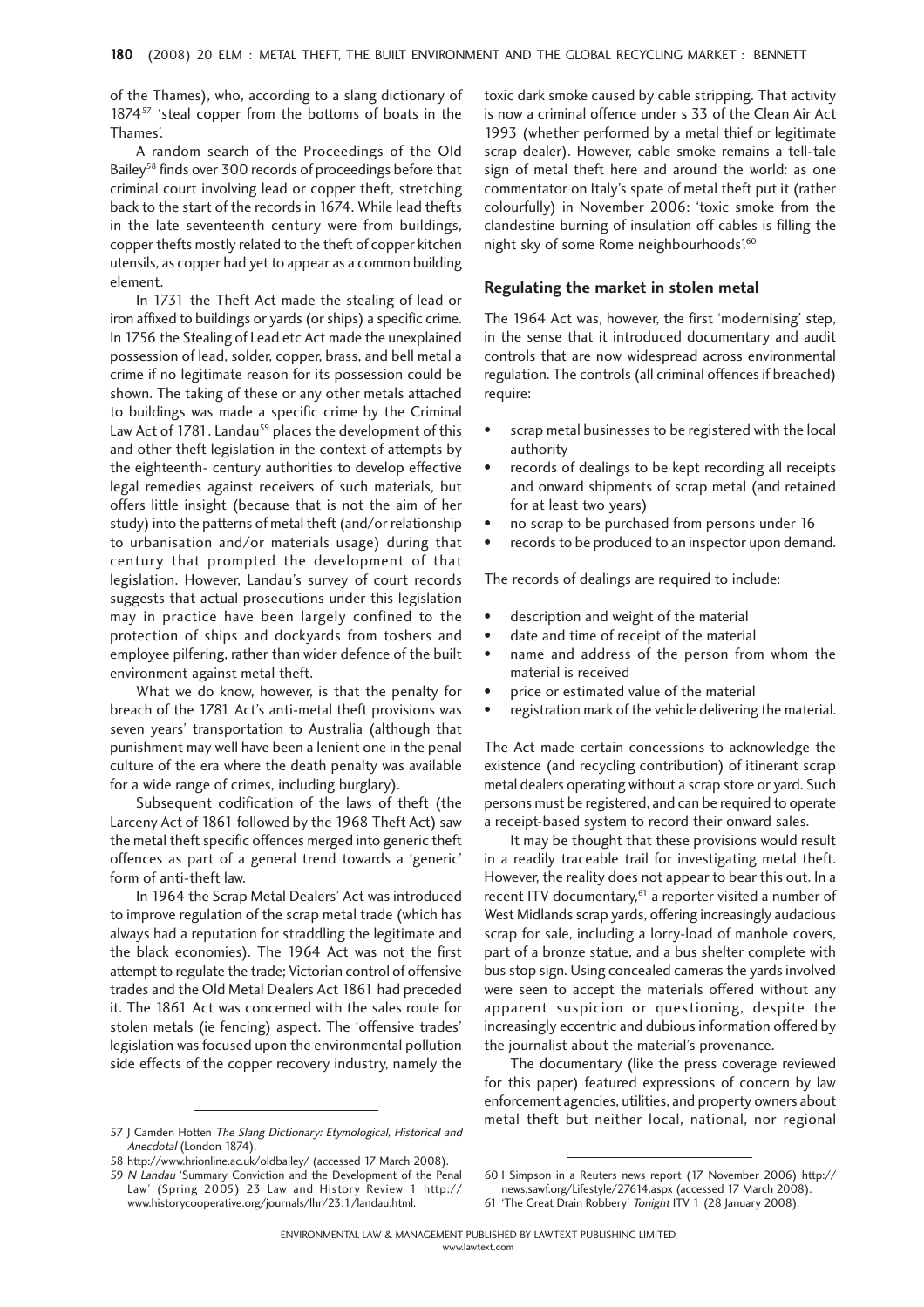of the Thames), who, according to a slang dictionary of 1874[57] 'steal copper from the bottoms of boats in the Thames'.

A random search of the Proceedings of the Old Bailey[58] finds over 300 records of proceedings before that criminal court involving lead or copper theft, stretching back to the start of the records in 1674. While lead thefts in the late seventeenth century were from buildings, copper thefts mostly related to the theft of copper kitchen utensils, as copper had yet to appear as a common building element.

In 1731 the Theft Act made the stealing of lead or iron affixed to buildings or yards (or ships) a specific crime. In 1756 the Stealing of Lead etc Act made the unexplained possession of lead, solder, copper, brass, and bell metal a crime if no legitimate reason for its possession could be shown. The taking of these or any other metals attached to buildings was made a specific crime by the Criminal Law Act of 1781. Landau[59] places the development of this and other theft legislation in the context of attempts by the eighteenth- century authorities to develop effective legal remedies against receivers of such materials, but offers little insight (because that is not the aim of her study) into the patterns of metal theft (and/or relationship to urbanisation and/or materials usage) during that century that prompted the development of that legislation. However, Landau's survey of court records suggests that actual prosecutions under this legislation may in practice have been largely confined to the protection of ships and dockyards from toshers and employee pilfering, rather than wider defence of the built environment against metal theft.

What we do know, however, is that the penalty for breach of the 1781 Act's anti-metal theft provisions was seven years' transportation to Australia (although that punishment may well have been a lenient one in the penal culture of the era where the death penalty was available for a wide range of crimes, including burglary).

Subsequent codification of the laws of theft (the Larceny Act of 1861 followed by the 1968 Theft Act) saw the metal theft specific offences merged into generic theft offences as part of a general trend towards a 'generic' form of anti-theft law.

In 1964 the Scrap Metal Dealers' Act was introduced to improve regulation of the scrap metal trade (which has always had a reputation for straddling the legitimate and the black economies). The 1964 Act was not the first attempt to regulate the trade; Victorian control of offensive trades and the Old Metal Dealers Act 1861 had preceded it. The 1861 Act was concerned with the sales route for stolen metals (ie fencing) aspect. The 'offensive trades' legislation was focused upon the environmental pollution side effects of the copper recovery industry, namely the toxic dark smoke caused by cable stripping. That activity is now a criminal offence under s 33 of the Clean Air Act 1993 (whether performed by a metal thief or legitimate scrap dealer). However, cable smoke remains a tell-tale sign of metal theft here and around the world: as one commentator on Italy's spate of metal theft put it (rather colourfully) in November 2006: 'toxic smoke from the clandestine burning of insulation off cables is filling the night sky of some Rome neighbourhoods'.[60]

## Regulating the market in stolen metal

The 1964 Act was, however, the first 'modernising' step, in the sense that it introduced documentary and audit controls that are now widespread across environmental regulation. The controls (all criminal offences if breached) require:

- scrap metal businesses to be registered with the local authority
- records of dealings to be kept recording all receipts and onward shipments of scrap metal (and retained for at least two years)
- no scrap to be purchased from persons under 16
- records to be produced to an inspector upon demand.

The records of dealings are required to include:

- description and weight of the material
- date and time of receipt of the material
- name and address of the person from whom the material is received
- price or estimated value of the material
- registration mark of the vehicle delivering the material.

The Act made certain concessions to acknowledge the existence (and recycling contribution) of itinerant scrap metal dealers operating without a scrap store or yard. Such persons must be registered, and can be required to operate a receipt-based system to record their onward sales.

It may be thought that these provisions would result in a readily traceable trail for investigating metal theft. However, the reality does not appear to bear this out. In a recent ITV documentary,[61] a reporter visited a number of West Midlands scrap yards, offering increasingly audacious scrap for sale, including a lorry-load of manhole covers, part of a bronze statue, and a bus shelter complete with bus stop sign. Using concealed cameras the yards involved were seen to accept the materials offered without any apparent suspicion or questioning, despite the increasingly eccentric and dubious information offered by the journalist about the material's provenance.

The documentary (like the press coverage reviewed for this paper) featured expressions of concern by law enforcement agencies, utilities, and property owners about metal theft but neither local, national, nor regional

57 J Camden Hotten *The Slang Dictionary: Etymological, Historical and Anecdotal* (London 1874).

58 http://www.hrionline.ac.uk/oldbailey/ (accessed 17 March 2008).

59 *N Landau* 'Summary Conviction and the Development of the Penal Law' (Spring 2005) 23 Law and History Review 1 http://www.historycooperative.org/journals/lhr/23.1/landau.html.

60 I Simpson in a Reuters news report (17 November 2006) http://news.sawf.org/Lifestyle/27614.aspx (accessed 17 March 2008).

61 'The Great Drain Robbery' *Tonight* ITV 1 (28 January 2008).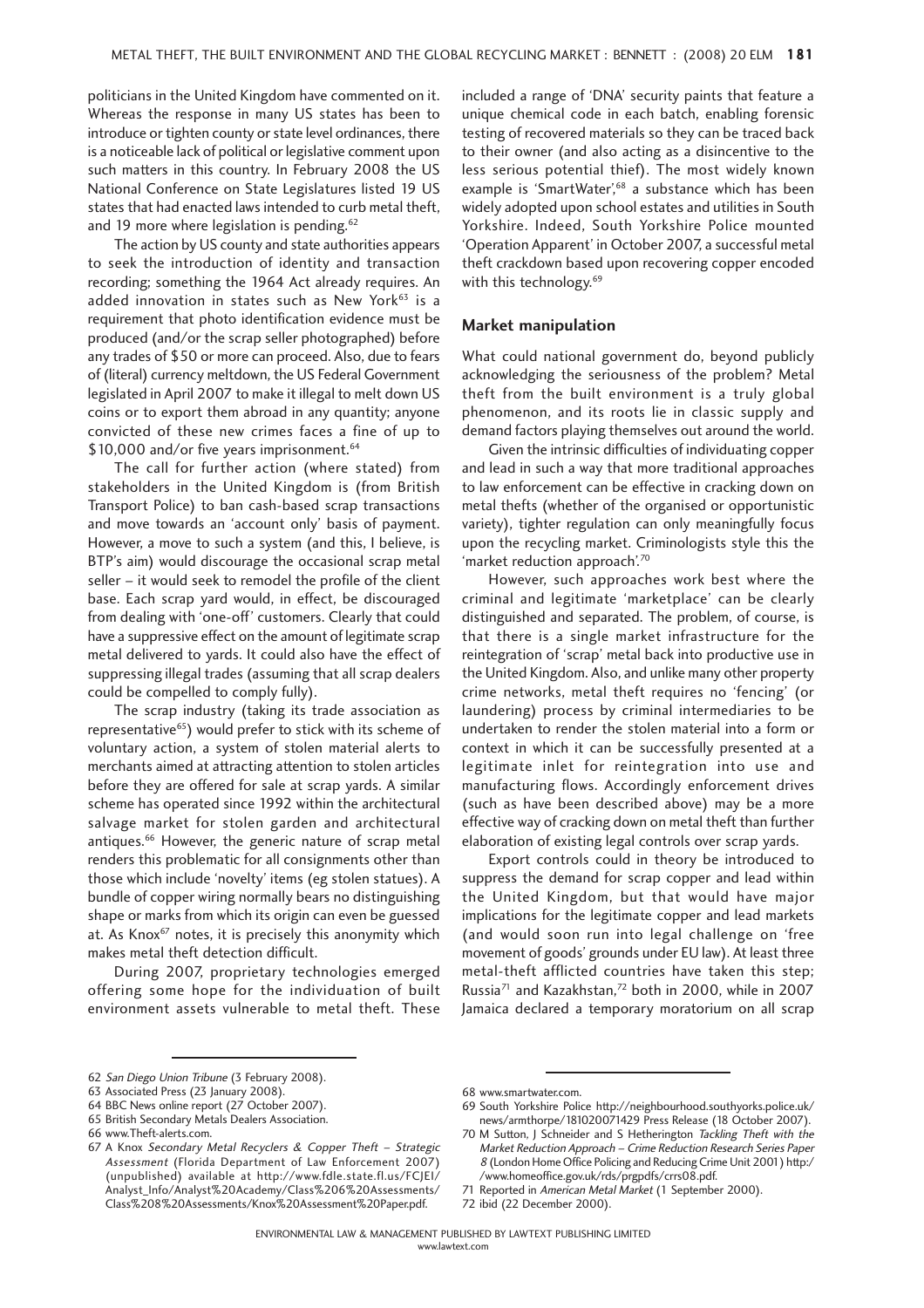politicians in the United Kingdom have commented on it. Whereas the response in many US states has been to introduce or tighten county or state level ordinances, there is a noticeable lack of political or legislative comment upon such matters in this country. In February 2008 the US National Conference on State Legislatures listed 19 US states that had enacted laws intended to curb metal theft, and 19 more where legislation is pending.[62]

The action by US county and state authorities appears to seek the introduction of identity and transaction recording; something the 1964 Act already requires. An added innovation in states such as New York[63] is a requirement that photo identification evidence must be produced (and/or the scrap seller photographed) before any trades of $50 or more can proceed. Also, due to fears of (literal) currency meltdown, the US Federal Government legislated in April 2007 to make it illegal to melt down US coins or to export them abroad in any quantity; anyone convicted of these new crimes faces a fine of up to $10,000 and/or five years imprisonment.[64]

The call for further action (where stated) from stakeholders in the United Kingdom is (from British Transport Police) to ban cash-based scrap transactions and move towards an 'account only' basis of payment. However, a move to such a system (and this, I believe, is BTP's aim) would discourage the occasional scrap metal seller – it would seek to remodel the profile of the client base. Each scrap yard would, in effect, be discouraged from dealing with 'one-off' customers. Clearly that could have a suppressive effect on the amount of legitimate scrap metal delivered to yards. It could also have the effect of suppressing illegal trades (assuming that all scrap dealers could be compelled to comply fully).

The scrap industry (taking its trade association as representative[65]) would prefer to stick with its scheme of voluntary action, a system of stolen material alerts to merchants aimed at attracting attention to stolen articles before they are offered for sale at scrap yards. A similar scheme has operated since 1992 within the architectural salvage market for stolen garden and architectural antiques.[66] However, the generic nature of scrap metal renders this problematic for all consignments other than those which include 'novelty' items (eg stolen statues). A bundle of copper wiring normally bears no distinguishing shape or marks from which its origin can even be guessed at. As Knox[67] notes, it is precisely this anonymity which makes metal theft detection difficult.

During 2007, proprietary technologies emerged offering some hope for the individuation of built environment assets vulnerable to metal theft. These included a range of 'DNA' security paints that feature a unique chemical code in each batch, enabling forensic testing of recovered materials so they can be traced back to their owner (and also acting as a disincentive to the less serious potential thief). The most widely known example is 'SmartWater',[68] a substance which has been widely adopted upon school estates and utilities in South Yorkshire. Indeed, South Yorkshire Police mounted 'Operation Apparent' in October 2007, a successful metal theft crackdown based upon recovering copper encoded with this technology.[69]

## Market manipulation

What could national government do, beyond publicly acknowledging the seriousness of the problem? Metal theft from the built environment is a truly global phenomenon, and its roots lie in classic supply and demand factors playing themselves out around the world.

Given the intrinsic difficulties of individuating copper and lead in such a way that more traditional approaches to law enforcement can be effective in cracking down on metal thefts (whether of the organised or opportunistic variety), tighter regulation can only meaningfully focus upon the recycling market. Criminologists style this the 'market reduction approach'.[70]

However, such approaches work best where the criminal and legitimate 'marketplace' can be clearly distinguished and separated. The problem, of course, is that there is a single market infrastructure for the reintegration of 'scrap' metal back into productive use in the United Kingdom. Also, and unlike many other property crime networks, metal theft requires no 'fencing' (or laundering) process by criminal intermediaries to be undertaken to render the stolen material into a form or context in which it can be successfully presented at a legitimate inlet for reintegration into use and manufacturing flows. Accordingly enforcement drives (such as have been described above) may be a more effective way of cracking down on metal theft than further elaboration of existing legal controls over scrap yards.

Export controls could in theory be introduced to suppress the demand for scrap copper and lead within the United Kingdom, but that would have major implications for the legitimate copper and lead markets (and would soon run into legal challenge on 'free movement of goods' grounds under EU law). At least three metal-theft afflicted countries have taken this step; Russia[71] and Kazakhstan,[72] both in 2000, while in 2007 Jamaica declared a temporary moratorium on all scrap

---

62 *San Diego Union Tribune* (3 February 2008).

63 Associated Press (23 January 2008).

64 BBC News online report (27 October 2007).

65 British Secondary Metals Dealers Association.

66 www.Theft-alerts.com.

67 A Knox *Secondary Metal Recyclers & Copper Theft – Strategic Assessment* (Florida Department of Law Enforcement 2007) (unpublished) available at http://www.fdle.state.fl.us/FCJEI/Analyst_Info/Analyst%20Academy/Class%206%20Assessments/Class%208%20Assessments/Knox%20Assessment%20Paper.pdf.

68 www.smartwater.com.

69 South Yorkshire Police http://neighbourhood.southyorks.police.uk/news/armthorpe/181020071429 Press Release (18 October 2007).

70 M Sutton, J Schneider and S Hetherington *Tackling Theft with the Market Reduction Approach – Crime Reduction Research Series Paper 8* (London Home Office Policing and Reducing Crime Unit 2001) http://www.homeoffice.gov.uk/rds/prgpdfs/crrs08.pdf.

71 Reported in *American Metal Market* (1 September 2000).

72 ibid (22 December 2000).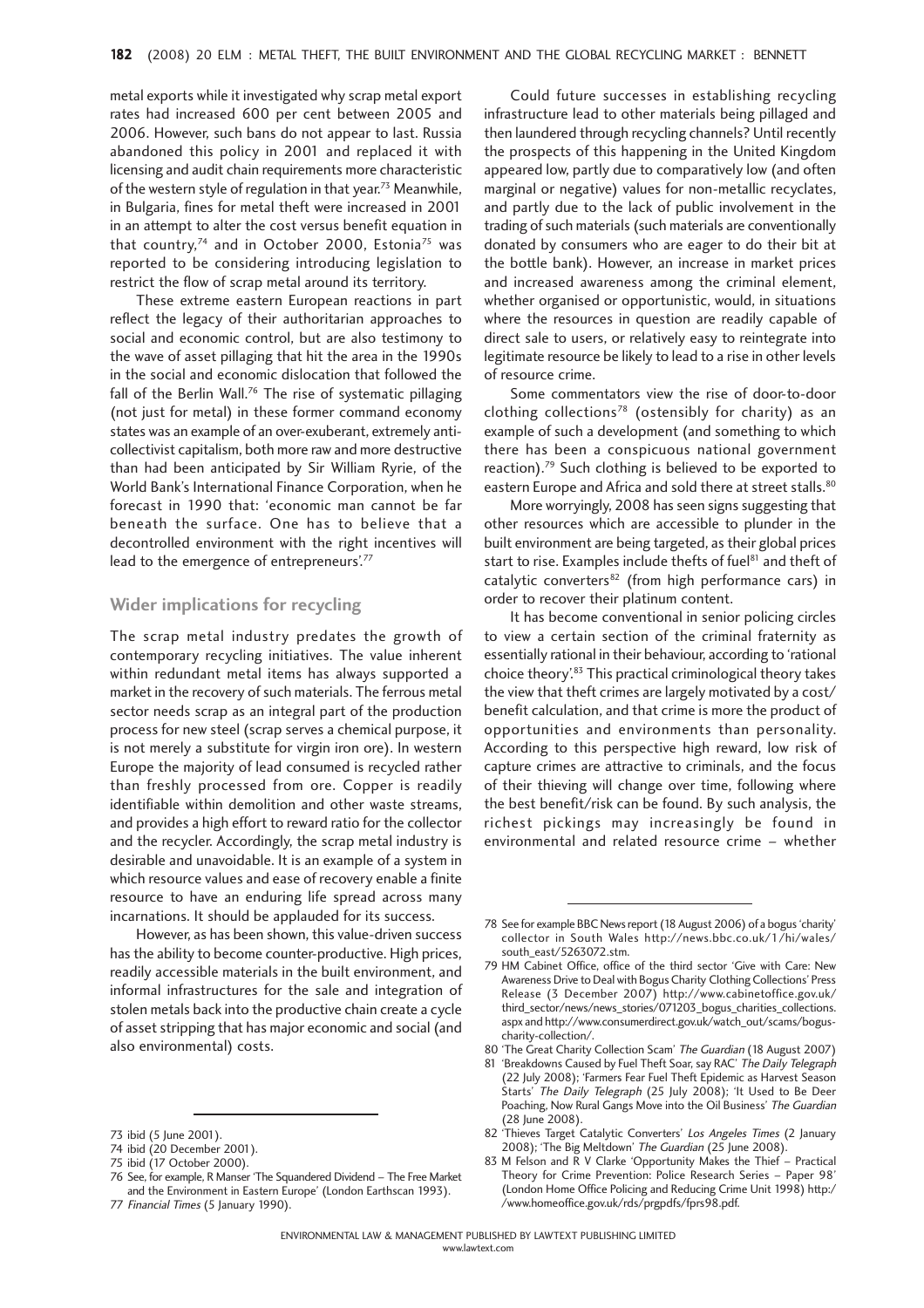metal exports while it investigated why scrap metal export rates had increased 600 per cent between 2005 and 2006. However, such bans do not appear to last. Russia abandoned this policy in 2001 and replaced it with licensing and audit chain requirements more characteristic of the western style of regulation in that year.[73] Meanwhile, in Bulgaria, fines for metal theft were increased in 2001 in an attempt to alter the cost versus benefit equation in that country,[74] and in October 2000, Estonia[75] was reported to be considering introducing legislation to restrict the flow of scrap metal around its territory.

These extreme eastern European reactions in part reflect the legacy of their authoritarian approaches to social and economic control, but are also testimony to the wave of asset pillaging that hit the area in the 1990s in the social and economic dislocation that followed the fall of the Berlin Wall.[76] The rise of systematic pillaging (not just for metal) in these former command economy states was an example of an over-exuberant, extremely anti-collectivist capitalism, both more raw and more destructive than had been anticipated by Sir William Ryrie, of the World Bank's International Finance Corporation, when he forecast in 1990 that: 'economic man cannot be far beneath the surface. One has to believe that a decontrolled environment with the right incentives will lead to the emergence of entrepreneurs'.[77]

## Wider implications for recycling

The scrap metal industry predates the growth of contemporary recycling initiatives. The value inherent within redundant metal items has always supported a market in the recovery of such materials. The ferrous metal sector needs scrap as an integral part of the production process for new steel (scrap serves a chemical purpose, it is not merely a substitute for virgin iron ore). In western Europe the majority of lead consumed is recycled rather than freshly processed from ore. Copper is readily identifiable within demolition and other waste streams, and provides a high effort to reward ratio for the collector and the recycler. Accordingly, the scrap metal industry is desirable and unavoidable. It is an example of a system in which resource values and ease of recovery enable a finite resource to have an enduring life spread across many incarnations. It should be applauded for its success.

However, as has been shown, this value-driven success has the ability to become counter-productive. High prices, readily accessible materials in the built environment, and informal infrastructures for the sale and integration of stolen metals back into the productive chain create a cycle of asset stripping that has major economic and social (and also environmental) costs.

Could future successes in establishing recycling infrastructure lead to other materials being pillaged and then laundered through recycling channels? Until recently the prospects of this happening in the United Kingdom appeared low, partly due to comparatively low (and often marginal or negative) values for non-metallic recyclates, and partly due to the lack of public involvement in the trading of such materials (such materials are conventionally donated by consumers who are eager to do their bit at the bottle bank). However, an increase in market prices and increased awareness among the criminal element, whether organised or opportunistic, would, in situations where the resources in question are readily capable of direct sale to users, or relatively easy to reintegrate into legitimate resource be likely to lead to a rise in other levels of resource crime.

Some commentators view the rise of door-to-door clothing collections[78] (ostensibly for charity) as an example of such a development (and something to which there has been a conspicuous national government reaction).[79] Such clothing is believed to be exported to eastern Europe and Africa and sold there at street stalls.[80]

More worryingly, 2008 has seen signs suggesting that other resources which are accessible to plunder in the built environment are being targeted, as their global prices start to rise. Examples include thefts of fuel[81] and theft of catalytic converters[82] (from high performance cars) in order to recover their platinum content.

It has become conventional in senior policing circles to view a certain section of the criminal fraternity as essentially rational in their behaviour, according to 'rational choice theory'.[83] This practical criminological theory takes the view that theft crimes are largely motivated by a cost/benefit calculation, and that crime is more the product of opportunities and environments than personality. According to this perspective high reward, low risk of capture crimes are attractive to criminals, and the focus of their thieving will change over time, following where the best benefit/risk can be found. By such analysis, the richest pickings may increasingly be found in environmental and related resource crime – whether

---

73 ibid (5 June 2001).

74 ibid (20 December 2001).

75 ibid (17 October 2000).

76 See, for example, R Manser 'The Squandered Dividend – The Free Market and the Environment in Eastern Europe' (London Earthscan 1993).

77 *Financial Times* (5 January 1990).

78 See for example BBC News report (18 August 2006) of a bogus 'charity' collector in South Wales http://news.bbc.co.uk/1/hi/wales/south_east/5263072.stm.

79 HM Cabinet Office, office of the third sector 'Give with Care: New Awareness Drive to Deal with Bogus Charity Clothing Collections' Press Release (3 December 2007) http://www.cabinetoffice.gov.uk/third_sector/news/news_stories/071203_bogus_charities_collections.aspx and http://www.consumerdirect.gov.uk/watch_out/scams/bogus-charity-collection/.

80 'The Great Charity Collection Scam' *The Guardian* (18 August 2007)

81 'Breakdowns Caused by Fuel Theft Soar, say RAC' *The Daily Telegraph* (22 July 2008); 'Farmers Fear Fuel Theft Epidemic as Harvest Season Starts' *The Daily Telegraph* (25 July 2008); 'It Used to Be Deer Poaching, Now Rural Gangs Move into the Oil Business' *The Guardian* (28 June 2008).

82 'Thieves Target Catalytic Converters' *Los Angeles Times* (2 January 2008); 'The Big Meltdown' *The Guardian* (25 June 2008).

83 M Felson and R V Clarke 'Opportunity Makes the Thief – Practical Theory for Crime Prevention: Police Research Series – Paper 98' (London Home Office Policing and Reducing Crime Unit 1998) http://www.homeoffice.gov.uk/rds/prgpdfs/fprs98.pdf.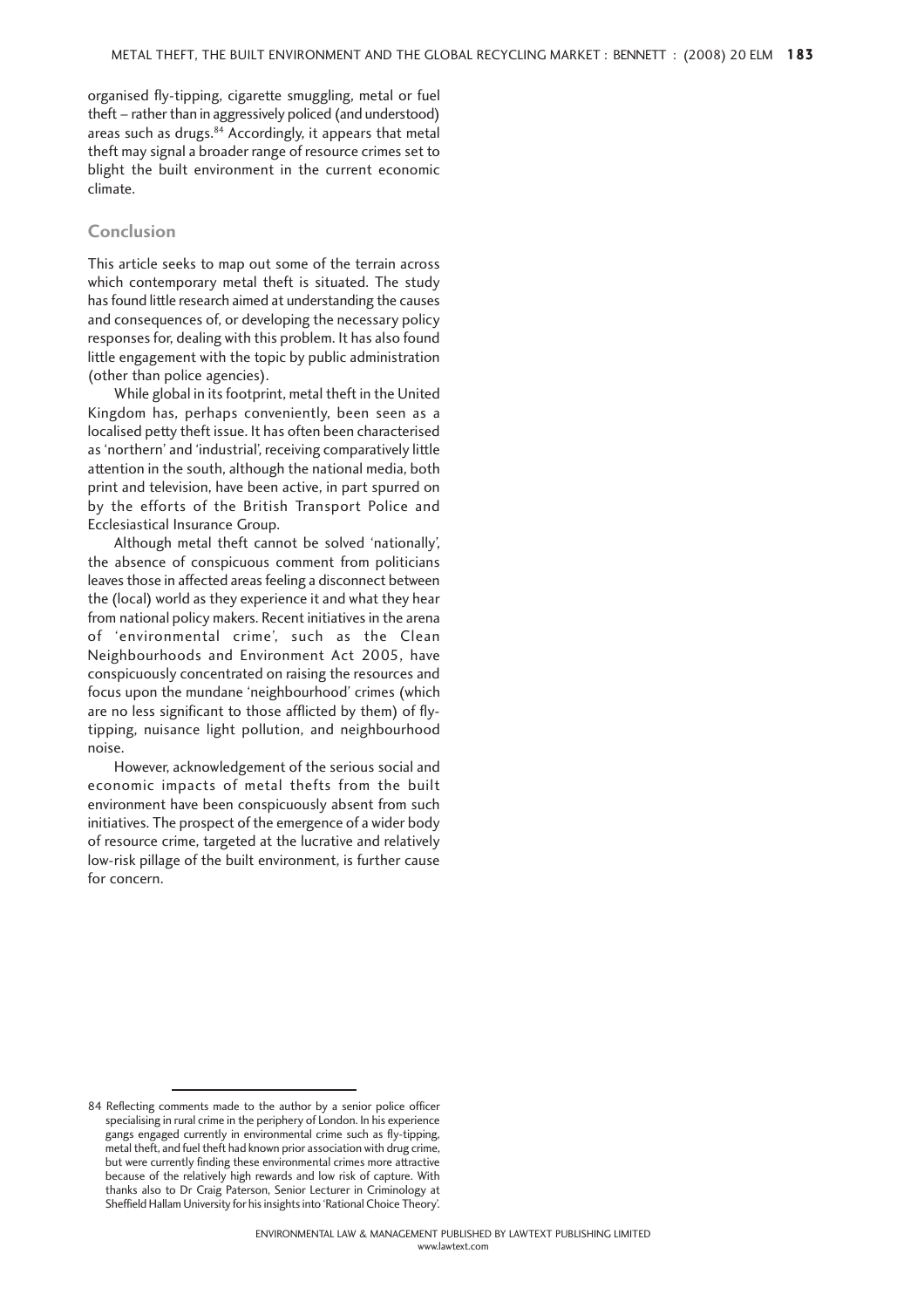organised fly-tipping, cigarette smuggling, metal or fuel theft – rather than in aggressively policed (and understood) areas such as drugs.[84] Accordingly, it appears that metal theft may signal a broader range of resource crimes set to blight the built environment in the current economic climate.

## Conclusion

This article seeks to map out some of the terrain across which contemporary metal theft is situated. The study has found little research aimed at understanding the causes and consequences of, or developing the necessary policy responses for, dealing with this problem. It has also found little engagement with the topic by public administration (other than police agencies).

While global in its footprint, metal theft in the United Kingdom has, perhaps conveniently, been seen as a localised petty theft issue. It has often been characterised as 'northern' and 'industrial', receiving comparatively little attention in the south, although the national media, both print and television, have been active, in part spurred on by the efforts of the British Transport Police and Ecclesiastical Insurance Group.

Although metal theft cannot be solved 'nationally', the absence of conspicuous comment from politicians leaves those in affected areas feeling a disconnect between the (local) world as they experience it and what they hear from national policy makers. Recent initiatives in the arena of 'environmental crime', such as the Clean Neighbourhoods and Environment Act 2005, have conspicuously concentrated on raising the resources and focus upon the mundane 'neighbourhood' crimes (which are no less significant to those afflicted by them) of fly-tipping, nuisance light pollution, and neighbourhood noise.

However, acknowledgement of the serious social and economic impacts of metal thefts from the built environment have been conspicuously absent from such initiatives. The prospect of the emergence of a wider body of resource crime, targeted at the lucrative and relatively low-risk pillage of the built environment, is further cause for concern.

---

84 Reflecting comments made to the author by a senior police officer specialising in rural crime in the periphery of London. In his experience gangs engaged currently in environmental crime such as fly-tipping, metal theft, and fuel theft had known prior association with drug crime, but were currently finding these environmental crimes more attractive because of the relatively high rewards and low risk of capture. With thanks also to Dr Craig Paterson, Senior Lecturer in Criminology at Sheffield Hallam University for his insights into 'Rational Choice Theory'.